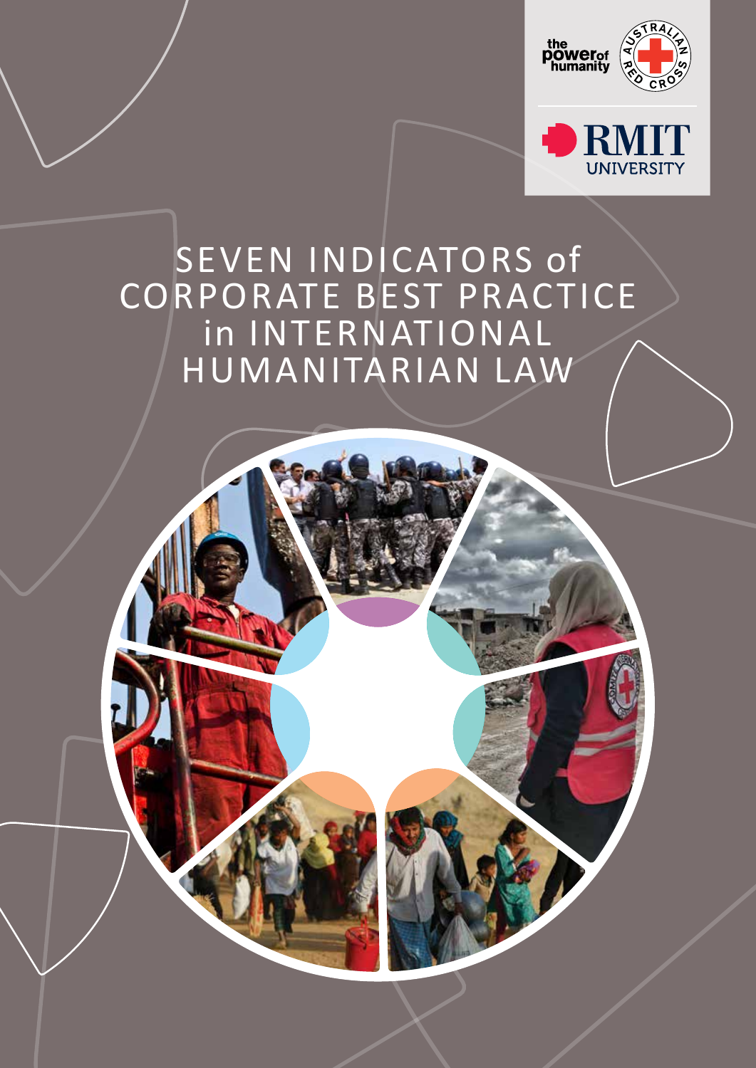# SEVEN INDICATORS of CORPORATE BEST PRACTICE in INTERNATIONAL HUMANITARIAN LAW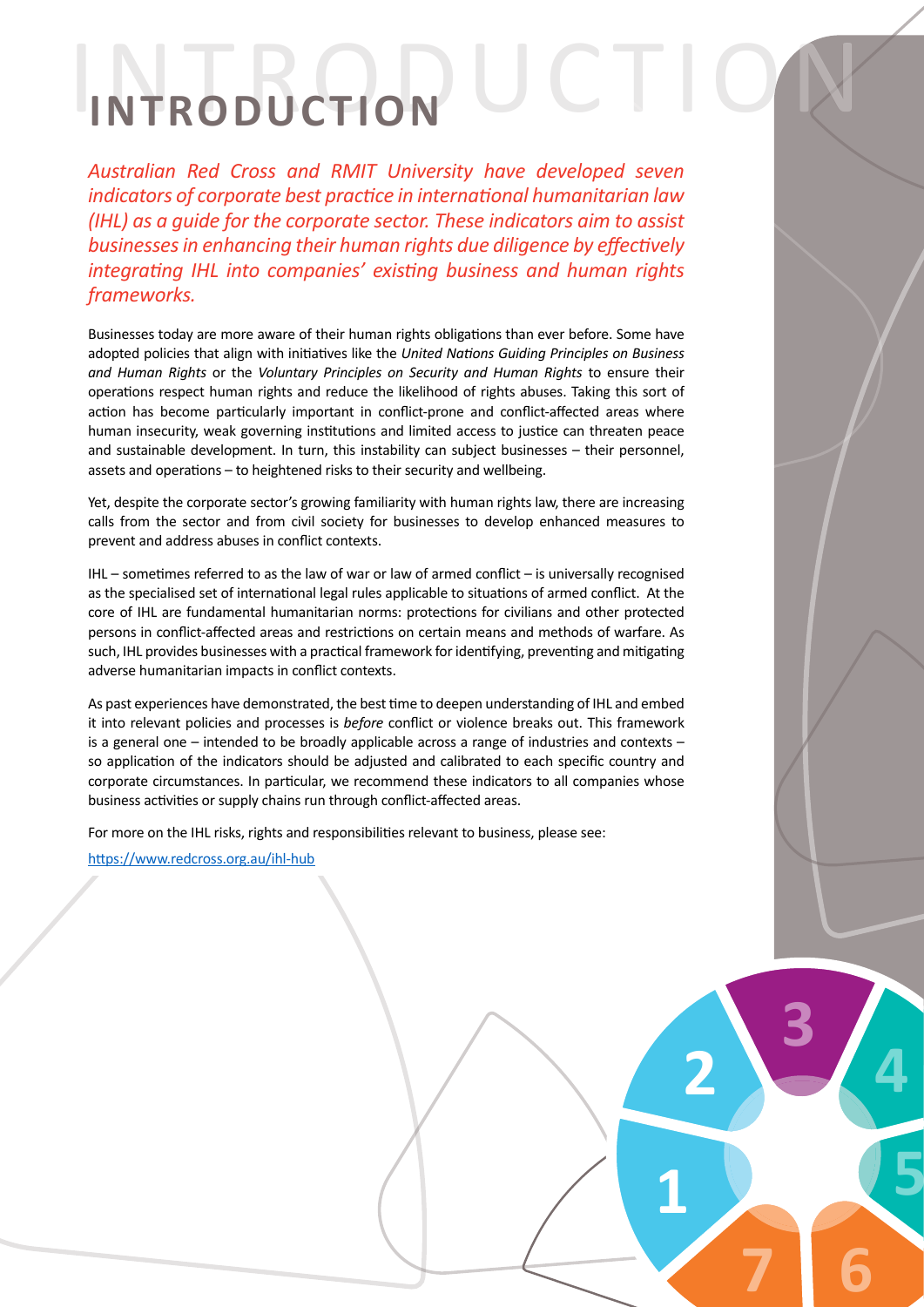# INTRODUCTION

*Australian Red Cross and RMIT University have developed seven indicators of corporate best practice in international humanitarian law (IHL) as a guide for the corporate sector. These indicators aim to assist businesses in enhancing their human rights due diligence by effectively integrating IHL into companies' existing business and human rights frameworks.*

Businesses today are more aware of their human rights obligations than ever before. Some have adopted policies that align with initiatives like the *United Nations Guiding Principles on Business and Human Rights* or the *Voluntary Principles on Security and Human Rights* to ensure their operations respect human rights and reduce the likelihood of rights abuses. Taking this sort of action has become particularly important in conflict-prone and conflict-affected areas where human insecurity, weak governing institutions and limited access to justice can threaten peace and sustainable development. In turn, this instability can subject businesses – their personnel, assets and operations – to heightened risks to their security and wellbeing.

Yet, despite the corporate sector's growing familiarity with human rights law, there are increasing calls from the sector and from civil society for businesses to develop enhanced measures to prevent and address abuses in conflict contexts.

IHL – sometimes referred to as the law of war or law of armed conflict – is universally recognised as the specialised set of international legal rules applicable to situations of armed conflict. At the core of IHL are fundamental humanitarian norms: protections for civilians and other protected persons in conflict-affected areas and restrictions on certain means and methods of warfare. As such, IHL provides businesses with a practical framework for identifying, preventing and mitigating adverse humanitarian impacts in conflict contexts.

As past experiences have demonstrated, the best time to deepen understanding of IHL and embed it into relevant policies and processes is *before* conflict or violence breaks out. This framework is a general one – intended to be broadly applicable across a range of industries and contexts – so application of the indicators should be adjusted and calibrated to each specific country and corporate circumstances. In particular, we recommend these indicators to all companies whose business activities or supply chains run through conflict-affected areas.

For more on the IHL risks, rights and responsibilities relevant to business, please see:

https://www.redcross.org.au/ihl-hub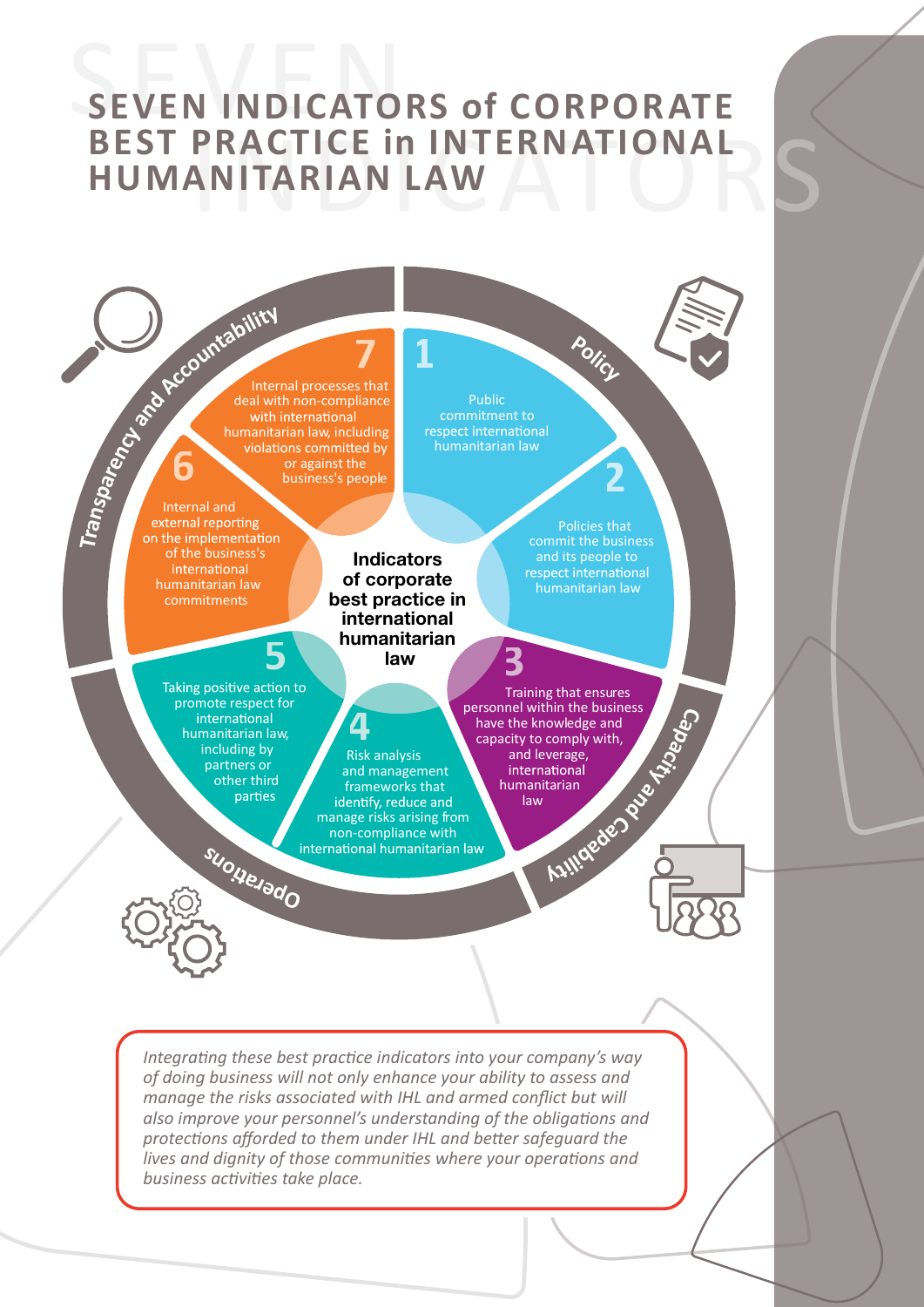# SEVEN INDICATORS of CORPORATE BEST PRACTICE in INTERNATIONAL HUMANITARIAN LAW

**Indicators of corporate best practice in international humanitarian law**

## Policy

**1** Public commitment to respect international humanitarian law

**2** Policies that commit the business and its people to respect international humanitarian law

## Capacity and Capability

**3** Training that ensures personnel within the business have the knowledge and capacity to comply with, and leverage, international humanitarian law

## Operations

**4** Risk analysis and management frameworks that identify, reduce and manage risks arising from non-compliance with international humanitarian law

**5** Taking positive action to promote respect for international humanitarian law, including by partners or other third parties

## Transparency and Accountability

**6** Internal and external reporting on the implementation of the business's international humanitarian law commitments

**7** Internal processes that deal with non-compliance with international humanitarian law, including violations committed by or against the business's people

*Integrating these best practice indicators into your company's way of doing business will not only enhance your ability to assess and manage the risks associated with IHL and armed conflict but will also improve your personnel's understanding of the obligations and protections afforded to them under IHL and better safeguard the lives and dignity of those communities where your operations and business activities take place.*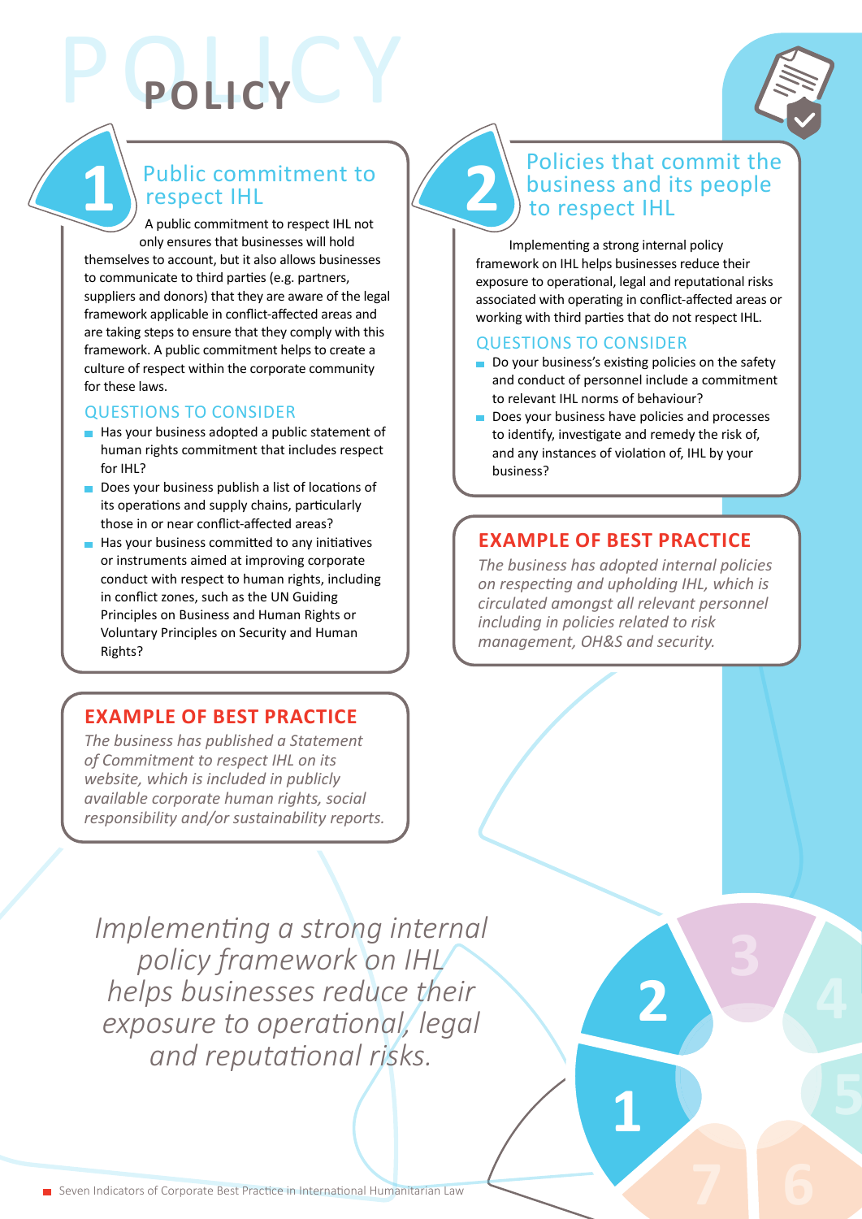# POLICY

## 1 Public commitment to respect IHL

A public commitment to respect IHL not only ensures that businesses will hold themselves to account, but it also allows businesses to communicate to third parties (e.g. partners, suppliers and donors) that they are aware of the legal framework applicable in conflict-affected areas and are taking steps to ensure that they comply with this framework. A public commitment helps to create a culture of respect within the corporate community for these laws.

### QUESTIONS TO CONSIDER

- Has your business adopted a public statement of human rights commitment that includes respect for IHL?
- Does your business publish a list of locations of its operations and supply chains, particularly those in or near conflict-affected areas?
- Has your business committed to any initiatives or instruments aimed at improving corporate conduct with respect to human rights, including in conflict zones, such as the UN Guiding Principles on Business and Human Rights or Voluntary Principles on Security and Human Rights?

### EXAMPLE OF BEST PRACTICE

*The business has published a Statement of Commitment to respect IHL on its website, which is included in publicly available corporate human rights, social responsibility and/or sustainability reports.*

## 2 Policies that commit the business and its people to respect IHL

Implementing a strong internal policy framework on IHL helps businesses reduce their exposure to operational, legal and reputational risks associated with operating in conflict-affected areas or working with third parties that do not respect IHL.

### QUESTIONS TO CONSIDER

- Do your business's existing policies on the safety and conduct of personnel include a commitment to relevant IHL norms of behaviour?
- Does your business have policies and processes to identify, investigate and remedy the risk of, and any instances of violation of, IHL by your business?

### EXAMPLE OF BEST PRACTICE

*The business has adopted internal policies on respecting and upholding IHL, which is circulated amongst all relevant personnel including in policies related to risk management, OH&S and security.*

*Implementing a strong internal policy framework on IHL helps businesses reduce their exposure to operational, legal and reputational risks.*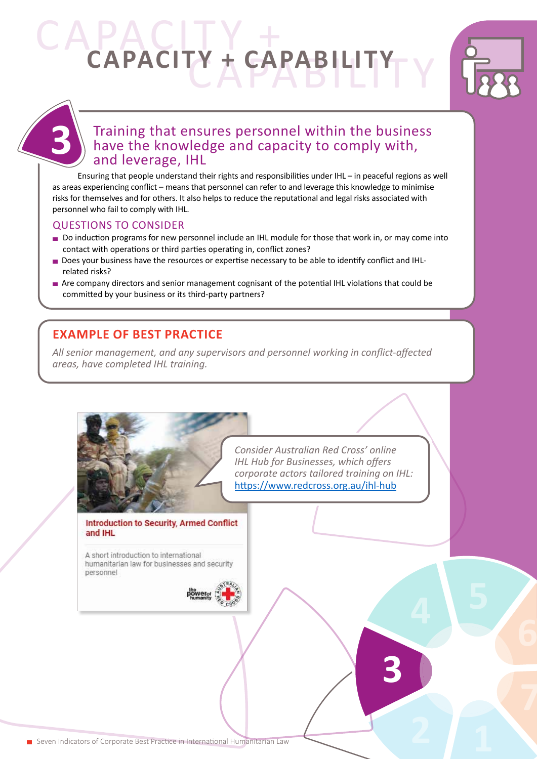# CAPACITY + CAPABILITY

## 3 Training that ensures personnel within the business have the knowledge and capacity to comply with, and leverage, IHL

Ensuring that people understand their rights and responsibilities under IHL – in peaceful regions as well as areas experiencing conflict – means that personnel can refer to and leverage this knowledge to minimise risks for themselves and for others. It also helps to reduce the reputational and legal risks associated with personnel who fail to comply with IHL.

### QUESTIONS TO CONSIDER

- Do induction programs for new personnel include an IHL module for those that work in, or may come into contact with operations or third parties operating in, conflict zones?
- Does your business have the resources or expertise necessary to be able to identify conflict and IHL-related risks?
- Are company directors and senior management cognisant of the potential IHL violations that could be committed by your business or its third-party partners?

### EXAMPLE OF BEST PRACTICE

*All senior management, and any supervisors and personnel working in conflict-affected areas, have completed IHL training.*

**Introduction to Security, Armed Conflict and IHL**

A short introduction to international humanitarian law for businesses and security personnel

*Consider Australian Red Cross' online IHL Hub for Businesses, which offers corporate actors tailored training on IHL:* https://www.redcross.org.au/ihl-hub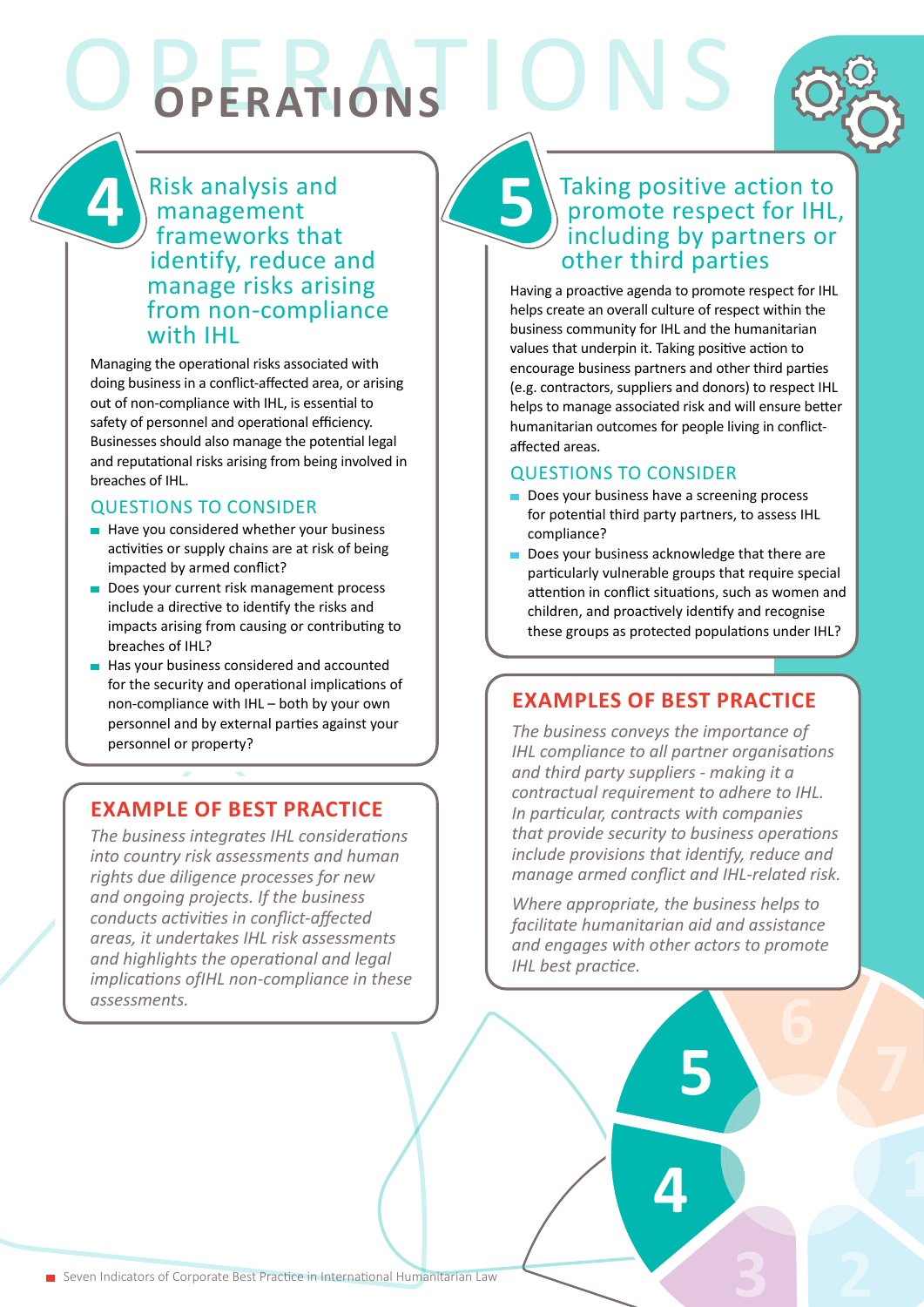# OPERATIONS

## 4 Risk analysis and management frameworks that identify, reduce and manage risks arising from non-compliance with IHL

Managing the operational risks associated with doing business in a conflict-affected area, or arising out of non-compliance with IHL, is essential to safety of personnel and operational efficiency. Businesses should also manage the potential legal and reputational risks arising from being involved in breaches of IHL.

### QUESTIONS TO CONSIDER

- Have you considered whether your business activities or supply chains are at risk of being impacted by armed conflict?
- Does your current risk management process include a directive to identify the risks and impacts arising from causing or contributing to breaches of IHL?
- Has your business considered and accounted for the security and operational implications of non-compliance with IHL – both by your own personnel and by external parties against your personnel or property?

### EXAMPLE OF BEST PRACTICE

*The business integrates IHL considerations into country risk assessments and human rights due diligence processes for new and ongoing projects. If the business conducts activities in conflict-affected areas, it undertakes IHL risk assessments and highlights the operational and legal implications ofIHL non-compliance in these assessments.*

## 5 Taking positive action to promote respect for IHL, including by partners or other third parties

Having a proactive agenda to promote respect for IHL helps create an overall culture of respect within the business community for IHL and the humanitarian values that underpin it. Taking positive action to encourage business partners and other third parties (e.g. contractors, suppliers and donors) to respect IHL helps to manage associated risk and will ensure better humanitarian outcomes for people living in conflict-affected areas.

### QUESTIONS TO CONSIDER

- Does your business have a screening process for potential third party partners, to assess IHL compliance?
- Does your business acknowledge that there are particularly vulnerable groups that require special attention in conflict situations, such as women and children, and proactively identify and recognise these groups as protected populations under IHL?

### EXAMPLES OF BEST PRACTICE

*The business conveys the importance of IHL compliance to all partner organisations and third party suppliers - making it a contractual requirement to adhere to IHL. In particular, contracts with companies that provide security to business operations include provisions that identify, reduce and manage armed conflict and IHL-related risk.*

*Where appropriate, the business helps to facilitate humanitarian aid and assistance and engages with other actors to promote IHL best practice.*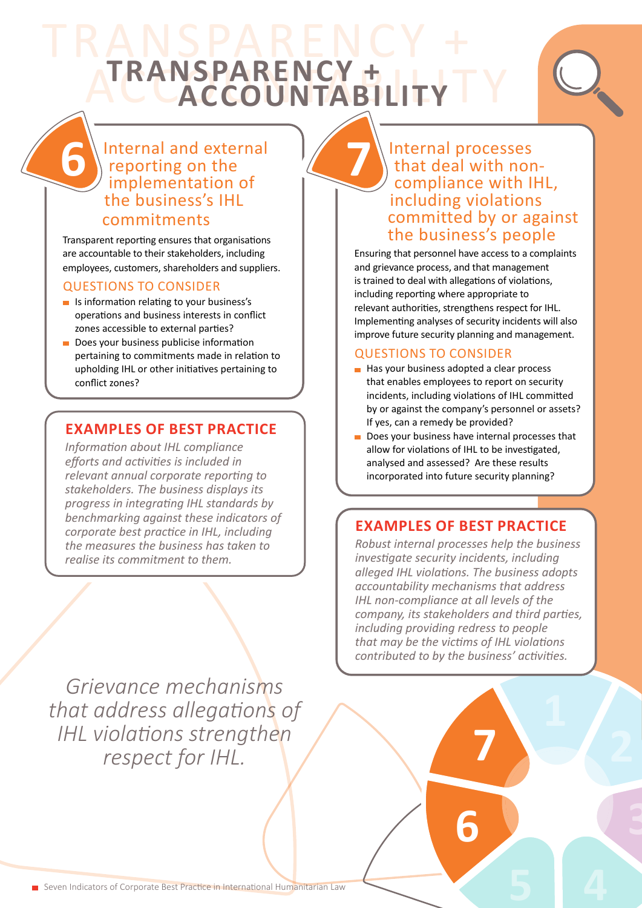# TRANSPARENCY + ACCOUNTABILITY

## 6 Internal and external reporting on the implementation of the business's IHL commitments

Transparent reporting ensures that organisations are accountable to their stakeholders, including employees, customers, shareholders and suppliers.

### QUESTIONS TO CONSIDER

- Is information relating to your business's operations and business interests in conflict zones accessible to external parties?
- Does your business publicise information pertaining to commitments made in relation to upholding IHL or other initiatives pertaining to conflict zones?

### EXAMPLES OF BEST PRACTICE

*Information about IHL compliance efforts and activities is included in relevant annual corporate reporting to stakeholders. The business displays its progress in integrating IHL standards by benchmarking against these indicators of corporate best practice in IHL, including the measures the business has taken to realise its commitment to them.*

*Grievance mechanisms that address allegations of IHL violations strengthen respect for IHL.*

## 7 Internal processes that deal with non-compliance with IHL, including violations committed by or against the business's people

Ensuring that personnel have access to a complaints and grievance process, and that management is trained to deal with allegations of violations, including reporting where appropriate to relevant authorities, strengthens respect for IHL. Implementing analyses of security incidents will also improve future security planning and management.

### QUESTIONS TO CONSIDER

- Has your business adopted a clear process that enables employees to report on security incidents, including violations of IHL committed by or against the company's personnel or assets? If yes, can a remedy be provided?
- Does your business have internal processes that allow for violations of IHL to be investigated, analysed and assessed? Are these results incorporated into future security planning?

### EXAMPLES OF BEST PRACTICE

*Robust internal processes help the business investigate security incidents, including alleged IHL violations. The business adopts accountability mechanisms that address IHL non-compliance at all levels of the company, its stakeholders and third parties, including providing redress to people that may be the victims of IHL violations contributed to by the business' activities.*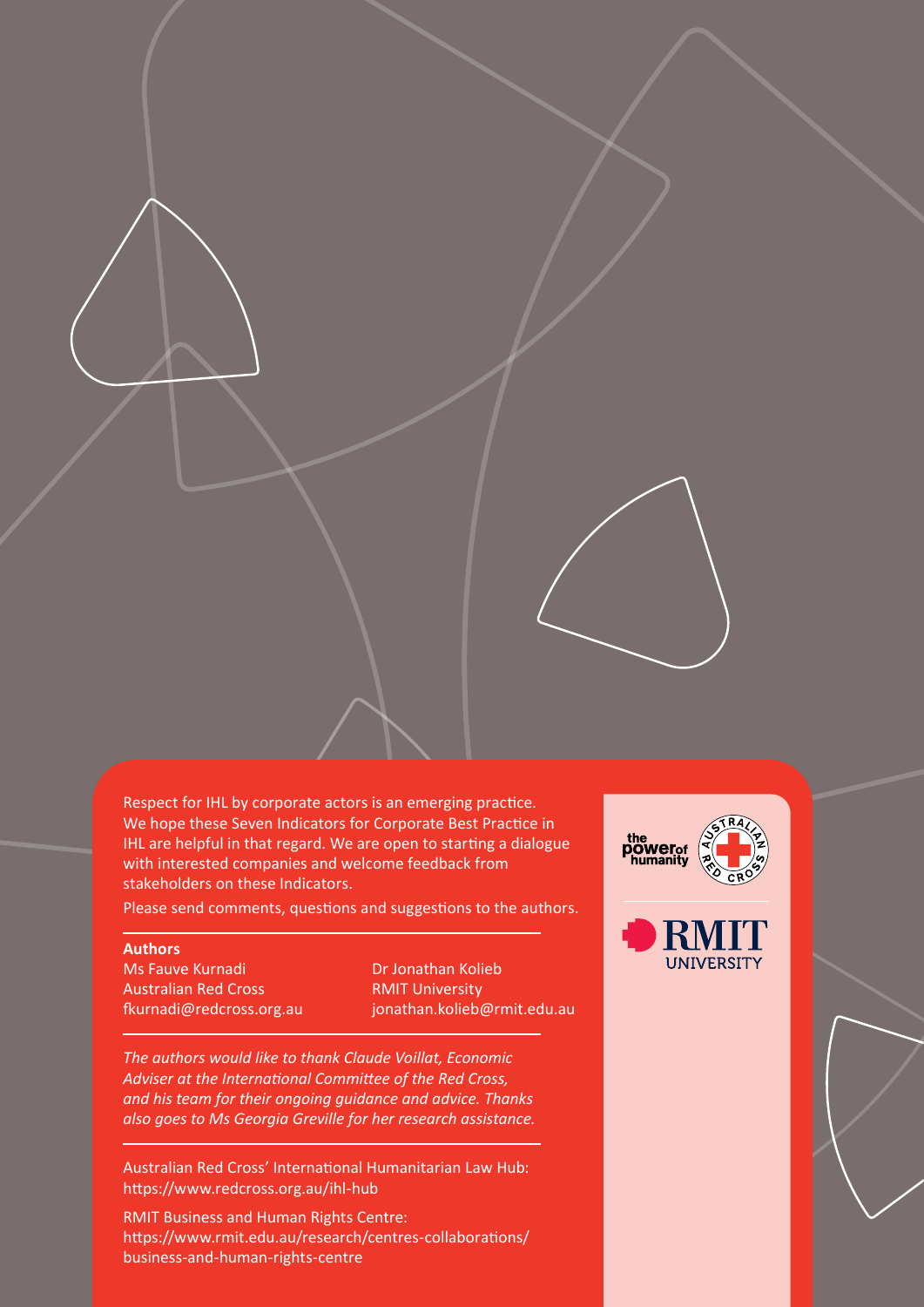Respect for IHL by corporate actors is an emerging practice. We hope these Seven Indicators for Corporate Best Practice in IHL are helpful in that regard. We are open to starting a dialogue with interested companies and welcome feedback from stakeholders on these Indicators.

Please send comments, questions and suggestions to the authors.

**Authors**

Ms Fauve Kurnadi
Australian Red Cross
fkurnadi@redcross.org.au

Dr Jonathan Kolieb
RMIT University
jonathan.kolieb@rmit.edu.au

*The authors would like to thank Claude Voillat, Economic Adviser at the International Committee of the Red Cross, and his team for their ongoing guidance and advice. Thanks also goes to Ms Georgia Greville for her research assistance.*

Australian Red Cross' International Humanitarian Law Hub:
https://www.redcross.org.au/ihl-hub

RMIT Business and Human Rights Centre:
https://www.rmit.edu.au/research/centres-collaborations/business-and-human-rights-centre

the power of humanity

AUSTRALIAN RED CROSS

RMIT UNIVERSITY